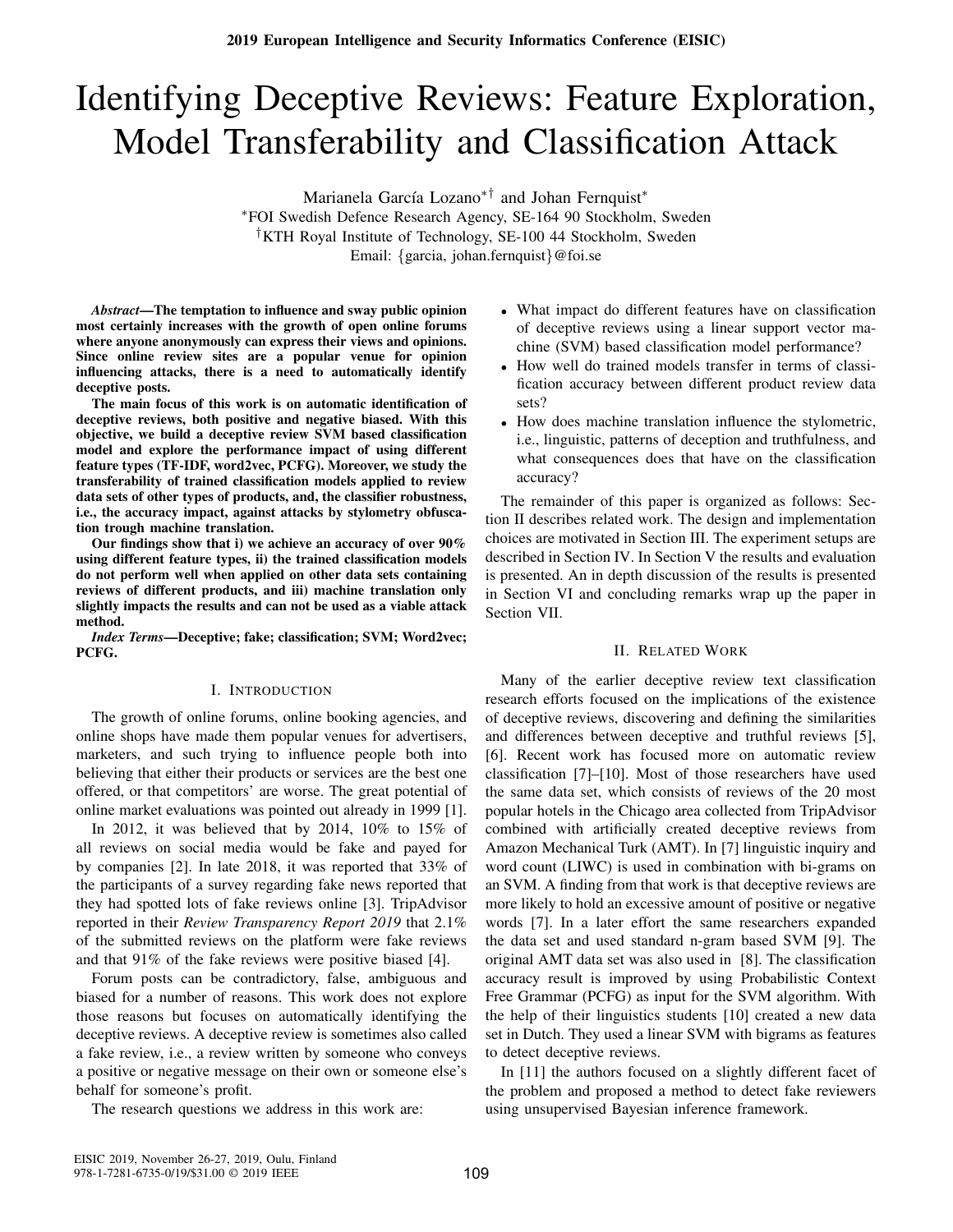# Identifying Deceptive Reviews: Feature Exploration, Model Transferability and Classification Attack

Marianela García Lozano[*†] and Johan Fernquist[*]

[*]FOI Swedish Defence Research Agency, SE-164 90 Stockholm, Sweden

[†]KTH Royal Institute of Technology, SE-100 44 Stockholm, Sweden

Email: {garcia, johan.fernquist}@foi.se

***Abstract*—The temptation to influence and sway public opinion most certainly increases with the growth of open online forums where anyone anonymously can express their views and opinions. Since online review sites are a popular venue for opinion influencing attacks, there is a need to automatically identify deceptive posts.**

**The main focus of this work is on automatic identification of deceptive reviews, both positive and negative biased. With this objective, we build a deceptive review SVM based classification model and explore the performance impact of using different feature types (TF-IDF, word2vec, PCFG). Moreover, we study the transferability of trained classification models applied to review data sets of other types of products, and, the classifier robustness, i.e., the accuracy impact, against attacks by stylometry obfuscation trough machine translation.**

**Our findings show that i) we achieve an accuracy of over 90% using different feature types, ii) the trained classification models do not perform well when applied on other data sets containing reviews of different products, and iii) machine translation only slightly impacts the results and can not be used as a viable attack method.**

***Index Terms*—Deceptive; fake; classification; SVM; Word2vec; PCFG.**

## I. Introduction

The growth of online forums, online booking agencies, and online shops have made them popular venues for advertisers, marketers, and such trying to influence people both into believing that either their products or services are the best one offered, or that competitors' are worse. The great potential of online market evaluations was pointed out already in 1999 [1].

In 2012, it was believed that by 2014, 10% to 15% of all reviews on social media would be fake and payed for by companies [2]. In late 2018, it was reported that 33% of the participants of a survey regarding fake news reported that they had spotted lots of fake reviews online [3]. TripAdvisor reported in their *Review Transparency Report 2019* that 2.1% of the submitted reviews on the platform were fake reviews and that 91% of the fake reviews were positive biased [4].

Forum posts can be contradictory, false, ambiguous and biased for a number of reasons. This work does not explore those reasons but focuses on automatically identifying the deceptive reviews. A deceptive review is sometimes also called a fake review, i.e., a review written by someone who conveys a positive or negative message on their own or someone else's behalf for someone's profit.

The research questions we address in this work are:

- What impact do different features have on classification of deceptive reviews using a linear support vector machine (SVM) based classification model performance?
- How well do trained models transfer in terms of classification accuracy between different product review data sets?
- How does machine translation influence the stylometric, i.e., linguistic, patterns of deception and truthfulness, and what consequences does that have on the classification accuracy?

The remainder of this paper is organized as follows: Section II describes related work. The design and implementation choices are motivated in Section III. The experiment setups are described in Section IV. In Section V the results and evaluation is presented. An in depth discussion of the results is presented in Section VI and concluding remarks wrap up the paper in Section VII.

## II. Related Work

Many of the earlier deceptive review text classification research efforts focused on the implications of the existence of deceptive reviews, discovering and defining the similarities and differences between deceptive and truthful reviews [5], [6]. Recent work has focused more on automatic review classification [7]–[10]. Most of those researchers have used the same data set, which consists of reviews of the 20 most popular hotels in the Chicago area collected from TripAdvisor combined with artificially created deceptive reviews from Amazon Mechanical Turk (AMT). In [7] linguistic inquiry and word count (LIWC) is used in combination with bi-grams on an SVM. A finding from that work is that deceptive reviews are more likely to hold an excessive amount of positive or negative words [7]. In a later effort the same researchers expanded the data set and used standard n-gram based SVM [9]. The original AMT data set was also used in [8]. The classification accuracy result is improved by using Probabilistic Context Free Grammar (PCFG) as input for the SVM algorithm. With the help of their linguistics students [10] created a new data set in Dutch. They used a linear SVM with bigrams as features to detect deceptive reviews.

In [11] the authors focused on a slightly different facet of the problem and proposed a method to detect fake reviewers using unsupervised Bayesian inference framework.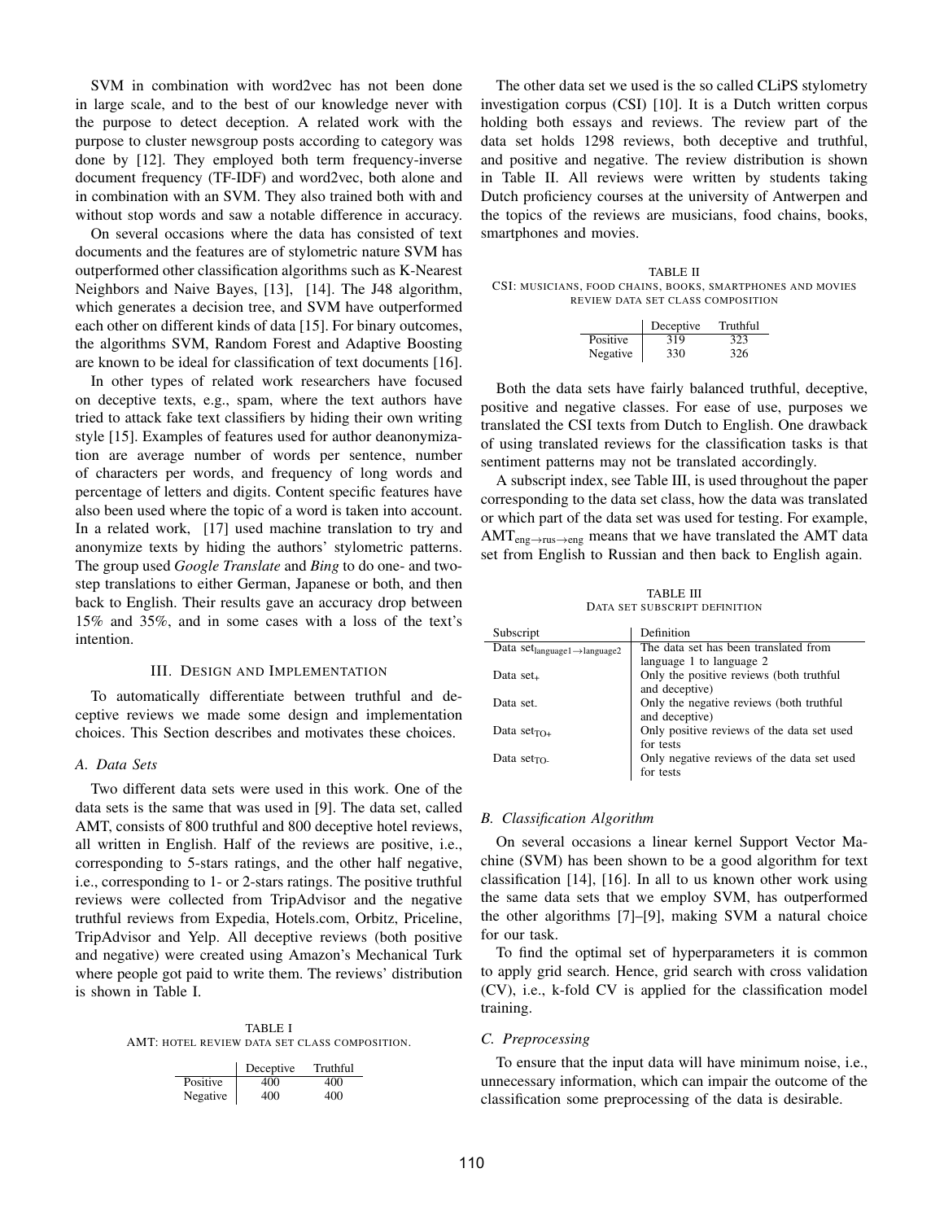SVM in combination with word2vec has not been done in large scale, and to the best of our knowledge never with the purpose to detect deception. A related work with the purpose to cluster newsgroup posts according to category was done by [12]. They employed both term frequency-inverse document frequency (TF-IDF) and word2vec, both alone and in combination with an SVM. They also trained both with and without stop words and saw a notable difference in accuracy.

On several occasions where the data has consisted of text documents and the features are of stylometric nature SVM has outperformed other classification algorithms such as K-Nearest Neighbors and Naive Bayes, [13], [14]. The J48 algorithm, which generates a decision tree, and SVM have outperformed each other on different kinds of data [15]. For binary outcomes, the algorithms SVM, Random Forest and Adaptive Boosting are known to be ideal for classification of text documents [16].

In other types of related work researchers have focused on deceptive texts, e.g., spam, where the text authors have tried to attack fake text classifiers by hiding their own writing style [15]. Examples of features used for author deanonymization are average number of words per sentence, number of characters per words, and frequency of long words and percentage of letters and digits. Content specific features have also been used where the topic of a word is taken into account. In a related work, [17] used machine translation to try and anonymize texts by hiding the authors' stylometric patterns. The group used *Google Translate* and *Bing* to do one- and two-step translations to either German, Japanese or both, and then back to English. Their results gave an accuracy drop between 15% and 35%, and in some cases with a loss of the text's intention.

## III. Design and Implementation

To automatically differentiate between truthful and deceptive reviews we made some design and implementation choices. This Section describes and motivates these choices.

### A. Data Sets

Two different data sets were used in this work. One of the data sets is the same that was used in [9]. The data set, called AMT, consists of 800 truthful and 800 deceptive hotel reviews, all written in English. Half of the reviews are positive, i.e., corresponding to 5-stars ratings, and the other half negative, i.e., corresponding to 1- or 2-stars ratings. The positive truthful reviews were collected from TripAdvisor and the negative truthful reviews from Expedia, Hotels.com, Orbitz, Priceline, TripAdvisor and Yelp. All deceptive reviews (both positive and negative) were created using Amazon's Mechanical Turk where people got paid to write them. The reviews' distribution is shown in Table I.

TABLE I
AMT: hotel review data set class composition.

| | Deceptive | Truthful |
|---|---|---|
| Positive | 400 | 400 |
| Negative | 400 | 400 |

The other data set we used is the so called CLiPS stylometry investigation corpus (CSI) [10]. It is a Dutch written corpus holding both essays and reviews. The review part of the data set holds 1298 reviews, both deceptive and truthful, and positive and negative. The review distribution is shown in Table II. All reviews were written by students taking Dutch proficiency courses at the university of Antwerpen and the topics of the reviews are musicians, food chains, books, smartphones and movies.

TABLE II
CSI: musicians, food chains, books, smartphones and movies review data set class composition

| | Deceptive | Truthful |
|---|---|---|
| Positive | 319 | 323 |
| Negative | 330 | 326 |

Both the data sets have fairly balanced truthful, deceptive, positive and negative classes. For ease of use, purposes we translated the CSI texts from Dutch to English. One drawback of using translated reviews for the classification tasks is that sentiment patterns may not be translated accordingly.

A subscript index, see Table III, is used throughout the paper corresponding to the data set class, how the data was translated or which part of the data set was used for testing. For example, $\text{AMT}_{\text{eng}\rightarrow\text{rus}\rightarrow\text{eng}}$ means that we have translated the AMT data set from English to Russian and then back to English again.

TABLE III
Data set subscript definition

| Subscript | Definition |
|---|---|
| Data $\text{set}_{\text{language1}\rightarrow\text{language2}}$ | The data set has been translated from language 1 to language 2 |
| Data $\text{set}_{+}$ | Only the positive reviews (both truthful and deceptive) |
| Data $\text{set}_{-}$ | Only the negative reviews (both truthful and deceptive) |
| Data $\text{set}_{\text{TO+}}$ | Only positive reviews of the data set used for tests |
| Data $\text{set}_{\text{TO-}}$ | Only negative reviews of the data set used for tests |

### B. Classification Algorithm

On several occasions a linear kernel Support Vector Machine (SVM) has been shown to be a good algorithm for text classification [14], [16]. In all to us known other work using the same data sets that we employ SVM, has outperformed the other algorithms [7]–[9], making SVM a natural choice for our task.

To find the optimal set of hyperparameters it is common to apply grid search. Hence, grid search with cross validation (CV), i.e., k-fold CV is applied for the classification model training.

### C. Preprocessing

To ensure that the input data will have minimum noise, i.e., unnecessary information, which can impair the outcome of the classification some preprocessing of the data is desirable.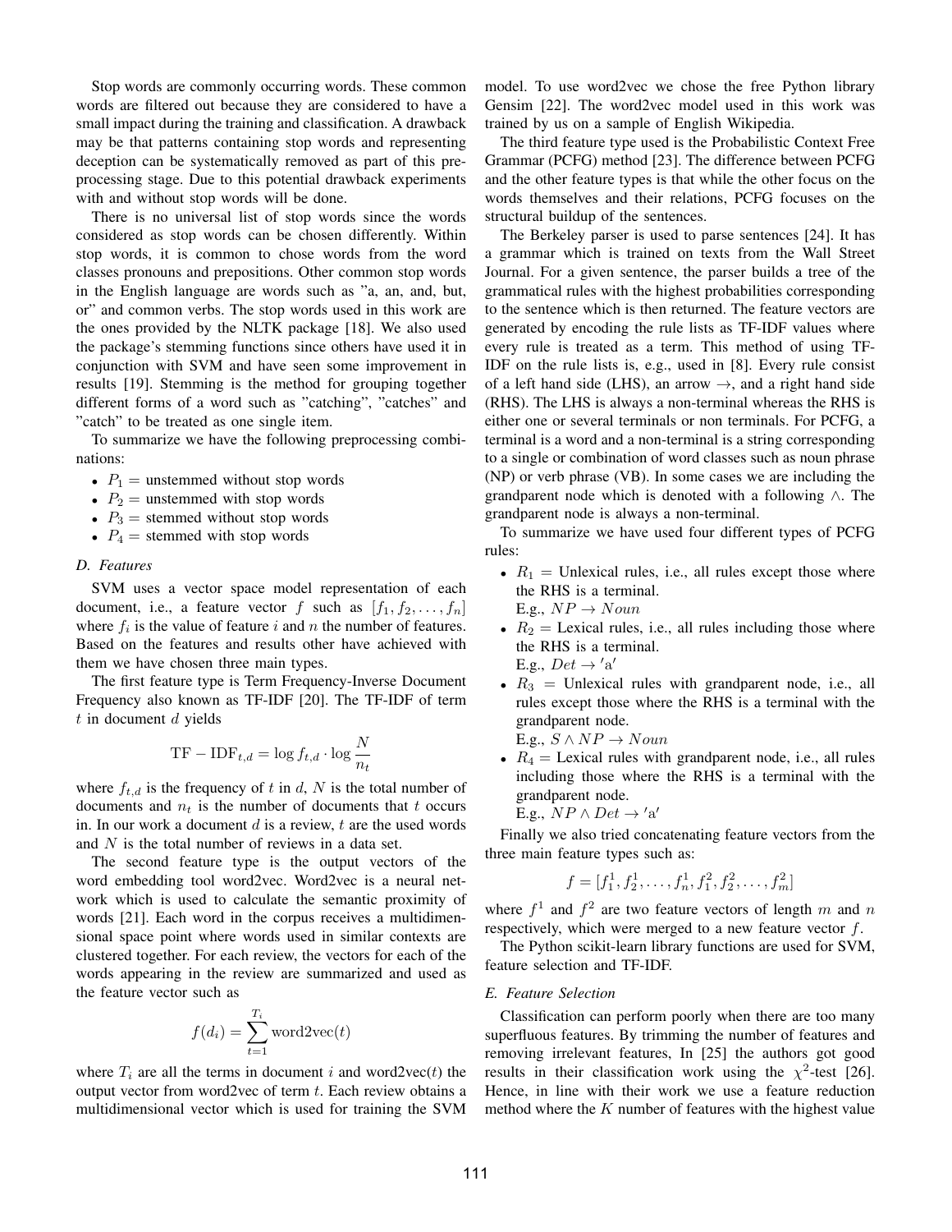Stop words are commonly occurring words. These common words are filtered out because they are considered to have a small impact during the training and classification. A drawback may be that patterns containing stop words and representing deception can be systematically removed as part of this preprocessing stage. Due to this potential drawback experiments with and without stop words will be done.

There is no universal list of stop words since the words considered as stop words can be chosen differently. Within stop words, it is common to chose words from the word classes pronouns and prepositions. Other common stop words in the English language are words such as "a, an, and, but, or" and common verbs. The stop words used in this work are the ones provided by the NLTK package [18]. We also used the package's stemming functions since others have used it in conjunction with SVM and have seen some improvement in results [19]. Stemming is the method for grouping together different forms of a word such as "catching", "catches" and "catch" to be treated as one single item.

To summarize we have the following preprocessing combinations:

- $P_1$ = unstemmed without stop words
- $P_2$ = unstemmed with stop words
- $P_3$ = stemmed without stop words
- $P_4$ = stemmed with stop words

### *D. Features*

SVM uses a vector space model representation of each document, i.e., a feature vector $f$ such as $[f_1, f_2, \ldots, f_n]$ where $f_i$ is the value of feature $i$ and $n$ the number of features. Based on the features and results other have achieved with them we have chosen three main types.

The first feature type is Term Frequency-Inverse Document Frequency also known as TF-IDF [20]. The TF-IDF of term $t$ in document $d$ yields

$$\mathrm{TF-IDF}_{t,d} = \log f_{t,d} \cdot \log \frac{N}{n_t}$$

where $f_{t,d}$ is the frequency of $t$ in $d$, $N$ is the total number of documents and $n_t$ is the number of documents that $t$ occurs in. In our work a document $d$ is a review, $t$ are the used words and $N$ is the total number of reviews in a data set.

The second feature type is the output vectors of the word embedding tool word2vec. Word2vec is a neural network which is used to calculate the semantic proximity of words [21]. Each word in the corpus receives a multidimensional space point where words used in similar contexts are clustered together. For each review, the vectors for each of the words appearing in the review are summarized and used as the feature vector such as

$$f(d_i) = \sum_{t=1}^{T_i} \mathrm{word2vec}(t)$$

where $T_i$ are all the terms in document $i$ and word2vec($t$) the output vector from word2vec of term $t$. Each review obtains a multidimensional vector which is used for training the SVM model. To use word2vec we chose the free Python library Gensim [22]. The word2vec model used in this work was trained by us on a sample of English Wikipedia.

The third feature type used is the Probabilistic Context Free Grammar (PCFG) method [23]. The difference between PCFG and the other feature types is that while the other focus on the words themselves and their relations, PCFG focuses on the structural buildup of the sentences.

The Berkeley parser is used to parse sentences [24]. It has a grammar which is trained on texts from the Wall Street Journal. For a given sentence, the parser builds a tree of the grammatical rules with the highest probabilities corresponding to the sentence which is then returned. The feature vectors are generated by encoding the rule lists as TF-IDF values where every rule is treated as a term. This method of using TF-IDF on the rule lists is, e.g., used in [8]. Every rule consist of a left hand side (LHS), an arrow $\rightarrow$, and a right hand side (RHS). The LHS is always a non-terminals whereas the RHS is either one or several terminals or non terminals. For PCFG, a terminal is a word and a non-terminal is a string corresponding to a single or combination of word classes such as noun phrase (NP) or verb phrase (VB). In some cases we are including the grandparent node which is denoted with a following $\wedge$. The grandparent node is always a non-terminal.

To summarize we have used four different types of PCFG rules:

- $R_1$ = Unlexical rules, i.e., all rules except those where the RHS is a terminal.
  E.g., $NP \rightarrow Noun$
- $R_2$ = Lexical rules, i.e., all rules including those where the RHS is a terminal.
  E.g., $Det \rightarrow {'a'}$
- $R_3$ = Unlexical rules with grandparent node, i.e., all rules except those where the RHS is a terminal with the grandparent node.
  E.g., $S \wedge NP \rightarrow Noun$
- $R_4$ = Lexical rules with grandparent node, i.e., all rules including those where the RHS is a terminal with the grandparent node.
  E.g., $NP \wedge Det \rightarrow {'a'}$

Finally we also tried concatenating feature vectors from the three main feature types such as:

$$f = [f_1^1, f_2^1, \ldots, f_n^1, f_1^2, f_2^2, \ldots, f_m^2]$$

where $f^1$ and $f^2$ are two feature vectors of length $m$ and $n$ respectively, which were merged to a new feature vector $f$.

The Python scikit-learn library functions are used for SVM, feature selection and TF-IDF.

### *E. Feature Selection*

Classification can perform poorly when there are too many superfluous features. By trimming the number of features and removing irrelevant features, In [25] the authors got good results in their classification work using the $\chi^2$-test [26]. Hence, in line with their work we use a feature reduction method where the $K$ number of features with the highest value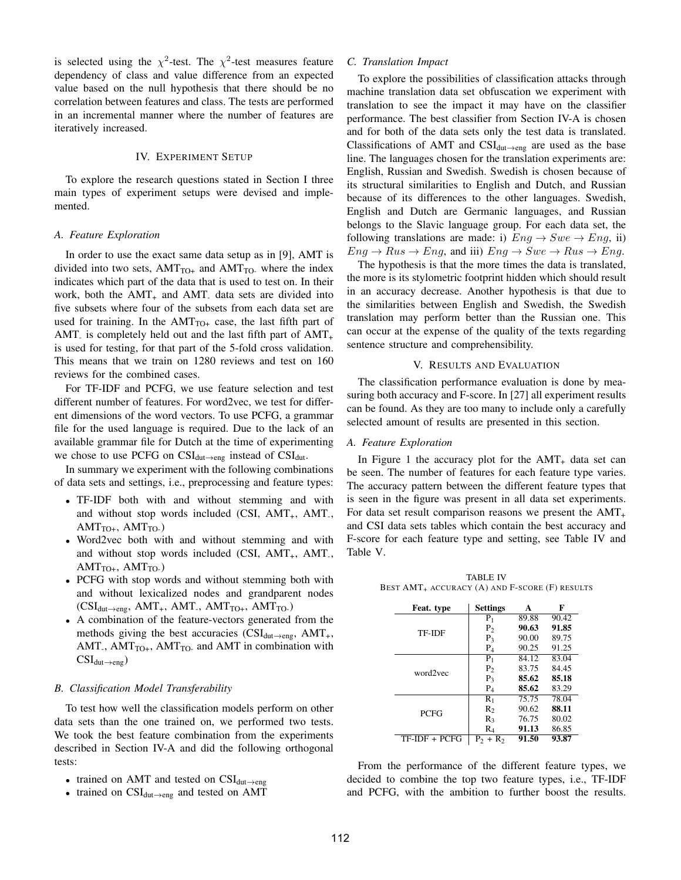is selected using the $\chi^2$-test. The $\chi^2$-test measures feature dependency of class and value difference from an expected value based on the null hypothesis that there should be no correlation between features and class. The tests are performed in an incremental manner where the number of features are iteratively increased.

## IV. Experiment Setup

To explore the research questions stated in Section I three main types of experiment setups were devised and implemented.

### A. Feature Exploration

In order to use the exact same data setup as in [9], AMT is divided into two sets, $AMT_{TO+}$ and $AMT_{TO-}$ where the index indicates which part of the data that is used to test on. In their work, both the $AMT_+$ and $AMT_-$ data sets are divided into five subsets where four of the subsets from each data set are used for training. In the $AMT_{TO+}$ case, the last fifth part of $AMT_-$ is completely held out and the last fifth part of $AMT_+$ is used for testing, for that part of the 5-fold cross validation. This means that we train on 1280 reviews and test on 160 reviews for the combined cases.

For TF-IDF and PCFG, we use feature selection and test different number of features. For word2vec, we test for different dimensions of the word vectors. To use PCFG, a grammar file for the used language is required. Due to the lack of an available grammar file for Dutch at the time of experimenting we chose to use PCFG on $CSI_{dut\rightarrow eng}$ instead of $CSI_{dut}$.

In summary we experiment with the following combinations of data sets and settings, i.e., preprocessing and feature types:

- TF-IDF both with and without stemming and with and without stop words included (CSI, $AMT_+$, $AMT_-$, $AMT_{TO+}$, $AMT_{TO-}$)
- Word2vec both with and without stemming and with and without stop words included (CSI, $AMT_+$, $AMT_-$, $AMT_{TO+}$, $AMT_{TO-}$)
- PCFG with stop words and without stemming both with and without lexicalized nodes and grandparent nodes ($CSI_{dut\rightarrow eng}$, $AMT_+$, $AMT_-$, $AMT_{TO+}$, $AMT_{TO-}$)
- A combination of the feature-vectors generated from the methods giving the best accuracies ($CSI_{dut\rightarrow eng}$, $AMT_+$, $AMT_-$, $AMT_{TO+}$, $AMT_{TO-}$ and AMT in combination with $CSI_{dut\rightarrow eng}$)

### B. Classification Model Transferability

To test how well the classification models perform on other data sets than the one trained on, we performed two tests. We took the best feature combination from the experiments described in Section IV-A and did the following orthogonal tests:

- trained on AMT and tested on $CSI_{dut\rightarrow eng}$
- trained on $CSI_{dut\rightarrow eng}$ and tested on AMT

### C. Translation Impact

To explore the possibilities of classification attacks through machine translation data set obfuscation we experiment with translation to see the impact it may have on the classifier performance. The best classifier from Section IV-A is chosen and for both of the data sets only the test data is translated. Classifications of AMT and $CSI_{dut\rightarrow eng}$ are used as the base line. The languages chosen for the translation experiments are: English, Russian and Swedish. Swedish is chosen because of its structural similarities to English and Dutch, and Russian because of its differences to the other languages. Swedish, English and Dutch are Germanic languages, and Russian belongs to the Slavic language group. For each data set, the following translations are made: i) $Eng \rightarrow Swe \rightarrow Eng$, ii) $Eng \rightarrow Rus \rightarrow Eng$, and iii) $Eng \rightarrow Swe \rightarrow Rus \rightarrow Eng$.

The hypothesis is that the more times the data is translated, the more is its stylometric footprint hidden which should result in an accuracy decrease. Another hypothesis is that due to the similarities between English and Swedish, the Swedish translation may perform better than the Russian one. This can occur at the expense of the quality of the texts regarding sentence structure and comprehensibility.

## V. Results and Evaluation

The classification performance evaluation is done by measuring both accuracy and F-score. In [27] all experiment results can be found. As they are too many to include only a carefully selected amount of results are presented in this section.

### A. Feature Exploration

In Figure 1 the accuracy plot for the $AMT_+$ data set can be seen. The number of features for each feature type varies. The accuracy pattern between the different feature types that is seen in the figure was present in all data set experiments. For data set result comparison reasons we present the $AMT_+$ and CSI data sets tables which contain the best accuracy and F-score for each feature type and setting, see Table IV and Table V.

TABLE IV
BEST $AMT_+$ ACCURACY (A) AND F-SCORE (F) RESULTS

| Feat. type | Settings | A | F |
|---|---|---|---|
| TF-IDF | $P_1$ | 89.88 | 90.42 |
| | $P_2$ | **90.63** | **91.85** |
| | $P_3$ | 90.00 | 89.75 |
| | $P_4$ | 90.25 | 91.25 |
| word2vec | $P_1$ | 84.12 | 83.04 |
| | $P_2$ | 83.75 | 84.45 |
| | $P_3$ | **85.62** | **85.18** |
| | $P_4$ | **85.62** | 83.29 |
| PCFG | $R_1$ | 75.75 | 78.04 |
| | $R_2$ | 90.62 | **88.11** |
| | $R_3$ | 76.75 | 80.02 |
| | $R_4$ | **91.13** | 86.85 |
| TF-IDF + PCFG | $P_2$ + $R_2$ | **91.50** | **93.87** |

From the performance of the different feature types, we decided to combine the top two feature types, i.e., TF-IDF and PCFG, with the ambition to further boost the results.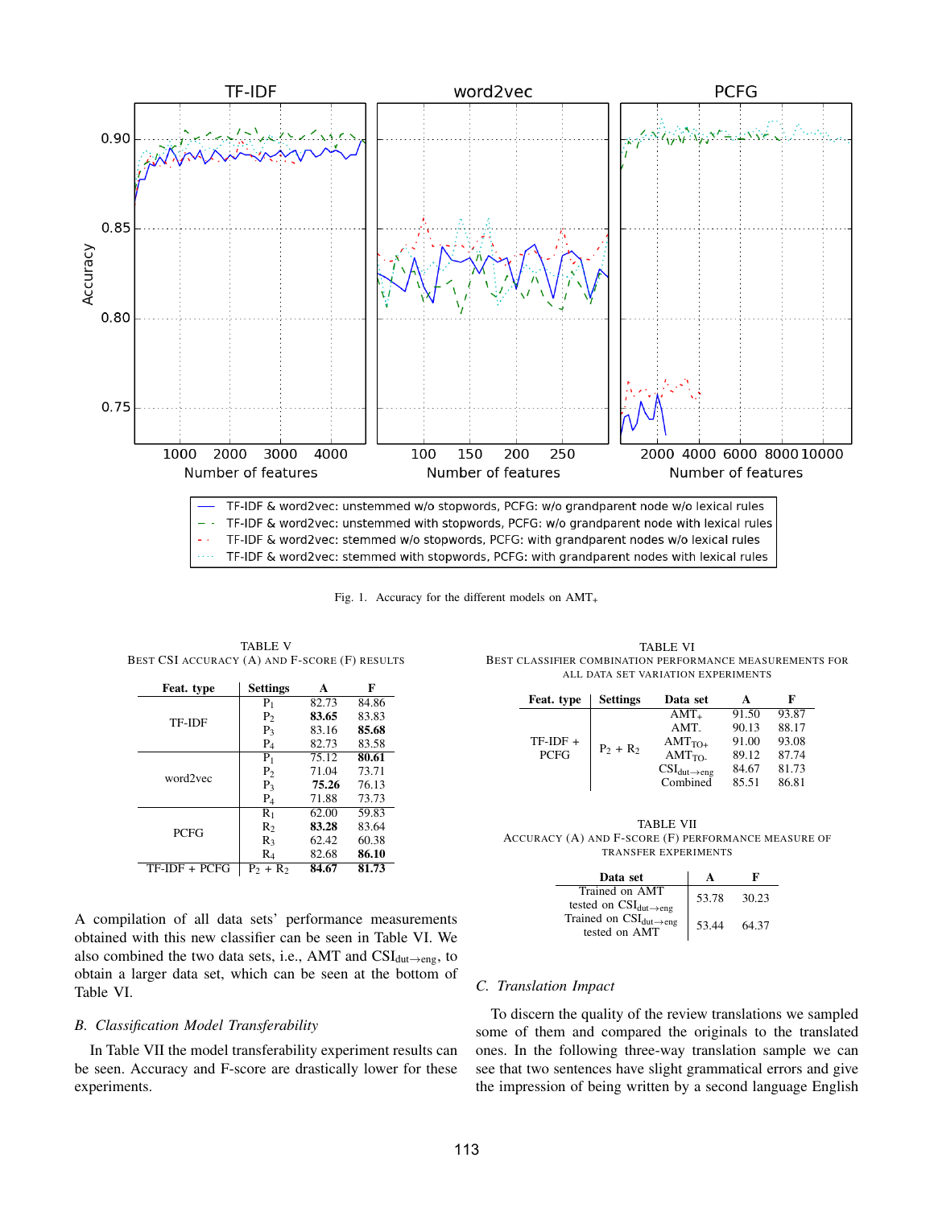Fig. 1. Accuracy for the different models on $AMT_+$

TABLE V
BEST CSI ACCURACY (A) AND F-SCORE (F) RESULTS

| Feat. type | Settings | A | F |
|---|---|---|---|
| TF-IDF | $P_1$ | 82.73 | 84.86 |
| | $P_2$ | **83.65** | 83.83 |
| | $P_3$ | 83.16 | **85.68** |
| | $P_4$ | 82.73 | 83.58 |
| word2vec | $P_1$ | 75.12 | **80.61** |
| | $P_2$ | 71.04 | 73.71 |
| | $P_3$ | **75.26** | 76.13 |
| | $P_4$ | 71.88 | 73.73 |
| PCFG | $R_1$ | 62.00 | 59.83 |
| | $R_2$ | **83.28** | 83.64 |
| | $R_3$ | 62.42 | 60.38 |
| | $R_4$ | 82.68 | **86.10** |
| TF-IDF + PCFG | $P_2$ + $R_2$ | **84.67** | **81.73** |

A compilation of all data sets' performance measurements obtained with this new classifier can be seen in Table VI. We also combined the two data sets, i.e., AMT and $CSI_{dut \rightarrow eng}$, to obtain a larger data set, which can be seen at the bottom of Table VI.

### B. Classification Model Transferability

In Table VII the model transferability experiment results can be seen. Accuracy and F-score are drastically lower for these experiments.

TABLE VI
BEST CLASSIFIER COMBINATION PERFORMANCE MEASUREMENTS FOR ALL DATA SET VARIATION EXPERIMENTS

| Feat. type | Settings | Data set | A | F |
|---|---|---|---|---|
| TF-IDF + PCFG | $P_2$ + $R_2$ | $AMT_+$ | 91.50 | 93.87 |
| | | $AMT_-$ | 90.13 | 88.17 |
| | | $AMT_{TO+}$ | 91.00 | 93.08 |
| | | $AMT_{TO-}$ | 89.12 | 87.74 |
| | | $CSI_{dut \rightarrow eng}$ | 84.67 | 81.73 |
| | | Combined | 85.51 | 86.81 |

TABLE VII
ACCURACY (A) AND F-SCORE (F) PERFORMANCE MEASURE OF TRANSFER EXPERIMENTS

| Data set | A | F |
|---|---|---|
| Trained on AMT tested on $CSI_{dut \rightarrow eng}$ | 53.78 | 30.23 |
| Trained on $CSI_{dut \rightarrow eng}$ tested on AMT | 53.44 | 64.37 |

### C. Translation Impact

To discern the quality of the review translations we sampled some of them and compared the originals to the translated ones. In the following three-way translation sample we can see that two sentences have slight grammatical errors and give the impression of being written by a second language English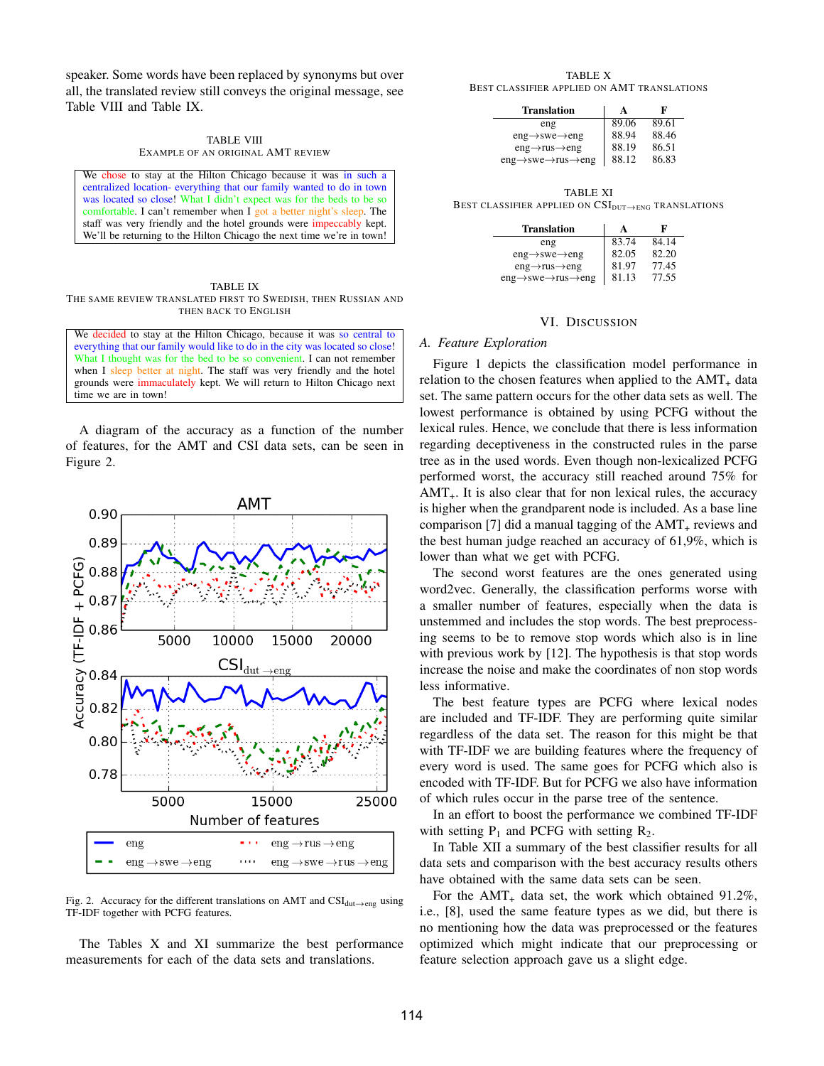speaker. Some words have been replaced by synonyms but over all, the translated review still conveys the original message, see Table VIII and Table IX.

TABLE VIII
EXAMPLE OF AN ORIGINAL AMT REVIEW

| We chose to stay at the Hilton Chicago because it was in such a centralized location- everything that our family wanted to do in town was located so close! What I didn't expect was for the beds to be so comfortable. I can't remember when I got a better night's sleep. The staff was very friendly and the hotel grounds were impeccably kept. We'll be returning to the Hilton Chicago the next time we're in town! |
|---|

TABLE IX
THE SAME REVIEW TRANSLATED FIRST TO SWEDISH, THEN RUSSIAN AND THEN BACK TO ENGLISH

| We decided to stay at the Hilton Chicago, because it was so central to everything that our family would like to do in the city was located so close! What I thought was for the bed to be so convenient. I can not remember when I sleep better at night. The staff was very friendly and the hotel grounds were immaculately kept. We will return to Hilton Chicago next time we are in town! |
|---|

A diagram of the accuracy as a function of the number of features, for the AMT and CSI data sets, can be seen in Figure 2.

Fig. 2. Accuracy for the different translations on AMT and $CSI_{dut\rightarrow eng}$ using TF-IDF together with PCFG features.

The Tables X and XI summarize the best performance measurements for each of the data sets and translations.

TABLE X
BEST CLASSIFIER APPLIED ON AMT TRANSLATIONS

| Translation | A | F |
|---|---|---|
| eng | 89.06 | 89.61 |
| eng→swe→eng | 88.94 | 88.46 |
| eng→rus→eng | 88.19 | 86.51 |
| eng→swe→rus→eng | 88.12 | 86.83 |

TABLE XI
BEST CLASSIFIER APPLIED ON $CSI_{DUT\rightarrow ENG}$ TRANSLATIONS

| Translation | A | F |
|---|---|---|
| eng | 83.74 | 84.14 |
| eng→swe→eng | 82.05 | 82.20 |
| eng→rus→eng | 81.97 | 77.45 |
| eng→swe→rus→eng | 81.13 | 77.55 |

## VI. DISCUSSION

### A. Feature Exploration

Figure 1 depicts the classification model performance in relation to the chosen features when applied to the $AMT_+$ data set. The same pattern occurs for the other data sets as well. The lowest performance is obtained by using PCFG without the lexical rules. Hence, we conclude that there is less information regarding deceptiveness in the constructed rules in the parse tree as in the used words. Even though non-lexicalized PCFG performed worst, the accuracy still reached around 75% for $AMT_+$. It is also clear that for non lexical rules, the accuracy is higher when the grandparent node is included. As a base line comparison [7] did a manual tagging of the $AMT_+$ reviews and the best human judge reached an accuracy of 61,9%, which is lower than what we get with PCFG.

The second worst features are the ones generated using word2vec. Generally, the classification performs worse with a smaller number of features, especially when the data is unstemmed and includes the stop words. The best preprocessing seems to be to remove stop words which also is in line with previous work by [12]. The hypothesis is that stop words increase the noise and make the coordinates of non stop words less informative.

The best feature types are PCFG where lexical nodes are included and TF-IDF. They are performing quite similar regardless of the data set. The reason for this might be that with TF-IDF we are building features where the frequency of every word is used. The same goes for PCFG which also is encoded with TF-IDF. But for PCFG we also have information of which rules occur in the parse tree of the sentence.

In an effort to boost the performance we combined TF-IDF with setting $P_1$ and PCFG with setting $R_2$.

In Table XII a summary of the best classifier results for all data sets and comparison with the best accuracy results others have obtained with the same data sets can be seen.

For the $AMT_+$ data set, the work which obtained 91.2%, i.e., [8], used the same feature types as we did, but there is no mentioning how the data was preprocessed or the features optimized which might indicate that our preprocessing or feature selection approach gave us a slight edge.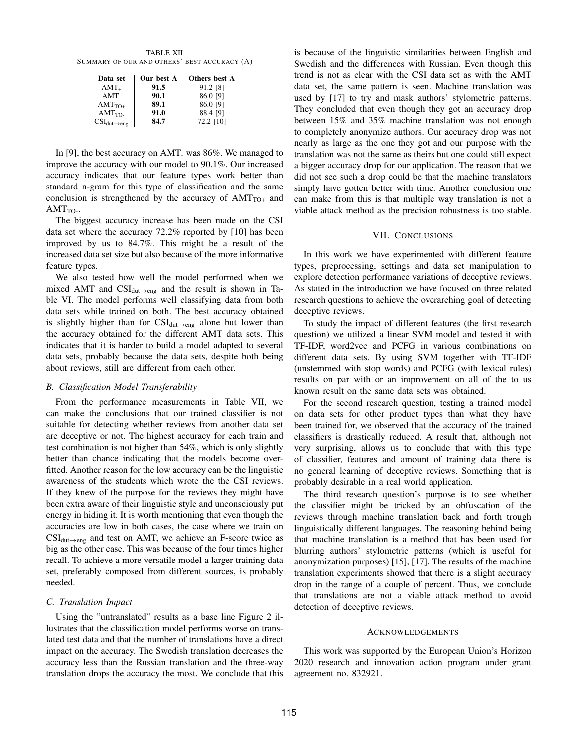TABLE XII
SUMMARY OF OUR AND OTHERS' BEST ACCURACY (A)

| Data set | Our best A | Others best A |
|---|---|---|
| $AMT_{+}$ | **91.5** | 91.2 [8] |
| $AMT_{-}$ | **90.1** | 86.0 [9] |
| $AMT_{TO+}$ | **89.1** | 86.0 [9] |
| $AMT_{TO-}$ | **91.0** | 88.4 [9] |
| $CSI_{dut \rightarrow eng}$ | **84.7** | 72.2 [10] |

In [9], the best accuracy on $AMT_{-}$ was 86%. We managed to improve the accuracy with our model to 90.1%. Our increased accuracy indicates that our feature types work better than standard n-gram for this type of classification and the same conclusion is strengthened by the accuracy of $AMT_{TO+}$ and $AMT_{TO-}$.

The biggest accuracy increase has been made on the CSI data set where the accuracy 72.2% reported by [10] has been improved by us to 84.7%. This might be a result of the increased data set size but also because of the more informative feature types.

We also tested how well the model performed when we mixed AMT and $CSI_{dut \rightarrow eng}$ and the result is shown in Table VI. The model performs well classifying data from both data sets while trained on both. The best accuracy obtained is slightly higher than for $CSI_{dut \rightarrow eng}$ alone but lower than the accuracy obtained for the different AMT data sets. This indicates that it is harder to build a model adapted to several data sets, probably because the data sets, despite both being about reviews, still are different from each other.

### *B. Classification Model Transferability*

From the performance measurements in Table VII, we can make the conclusions that our trained classifier is not suitable for detecting whether reviews from another data set are deceptive or not. The highest accuracy for each train and test combination is not higher than 54%, which is only slightly better than chance indicating that the models become overfitted. Another reason for the low accuracy can be the linguistic awareness of the students which wrote the the CSI reviews. If they knew of the purpose for the reviews they might have been extra aware of their linguistic style and unconsciously put energy in hiding it. It is worth mentioning that even though the accuracies are low in both cases, the case where we train on $CSI_{dut \rightarrow eng}$ and test on AMT, we achieve an F-score twice as big as the other case. This was because of the four times higher recall. To achieve a more versatile model a larger training data set, preferably composed from different sources, is probably needed.

### *C. Translation Impact*

Using the "untranslated" results as a base line Figure 2 illustrates that the classification model performs worse on translated test data and that the number of translations have a direct impact on the accuracy. The Swedish translation decreases the accuracy less than the Russian translation and the three-way translation drops the accuracy the most. We conclude that this is because of the linguistic similarities between English and Swedish and the differences with Russian. Even though this trend is not as clear with the CSI data set as with the AMT data set, the same pattern is seen. Machine translation was used by [17] to try and mask authors' stylometric patterns. They concluded that even though they got an accuracy drop between 15% and 35% machine translation was not enough to completely anonymize authors. Our accuracy drop was not nearly as large as the one they got and our purpose with the translation was not the same as theirs but one could still expect a bigger accuracy drop for our application. The reason that we did not see such a drop could be that the machine translators simply have gotten better with time. Another conclusion one can make from this is that multiple way translation is not a viable attack method as the precision robustness is too stable.

## VII. CONCLUSIONS

In this work we have experimented with different feature types, preprocessing, settings and data set manipulation to explore detection performance variations of deceptive reviews. As stated in the introduction we have focused on three related research questions to achieve the overarching goal of detecting deceptive reviews.

To study the impact of different features (the first research question) we utilized a linear SVM model and tested it with TF-IDF, word2vec and PCFG in various combinations on different data sets. By using SVM together with TF-IDF (unstemmed with stop words) and PCFG (with lexical rules) results on par with or an improvement on all of the to us known result on the same data sets was obtained.

For the second research question, testing a trained model on data sets for other product types than what they have been trained for, we observed that the accuracy of the trained classifiers is drastically reduced. A result that, although not very surprising, allows us to conclude that with this type of classifier, features and amount of training data there is no general learning of deceptive reviews. Something that is probably desirable in a real world application.

The third research question's purpose is to see whether the classifier might be tricked by an obfuscation of the reviews through machine translation back and forth trough linguistically different languages. The reasoning behind being that machine translation is a method that has been used for blurring authors' stylometric patterns (which is useful for anonymization purposes) [15], [17]. The results of the machine translation experiments showed that there is a slight accuracy drop in the range of a couple of percent. Thus, we conclude that translations are not a viable attack method to avoid detection of deceptive reviews.

## ACKNOWLEDGEMENTS

This work was supported by the European Union's Horizon 2020 research and innovation action program under grant agreement no. 832921.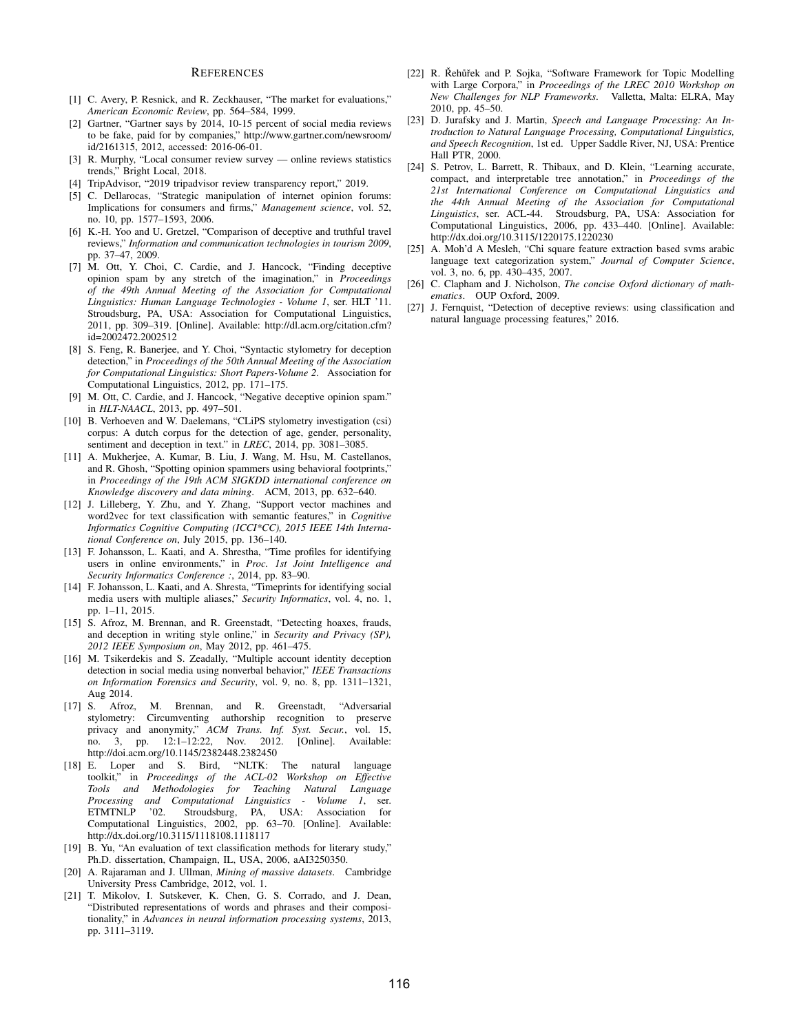## References

[1] C. Avery, P. Resnick, and R. Zeckhauser, "The market for evaluations," *American Economic Review*, pp. 564–584, 1999.

[2] Gartner, "Gartner says by 2014, 10-15 percent of social media reviews to be fake, paid for by companies," http://www.gartner.com/newsroom/id/2161315, 2012, accessed: 2016-06-01.

[3] R. Murphy, "Local consumer review survey — online reviews statistics trends," Bright Local, 2018.

[4] TripAdvisor, "2019 tripadvisor review transparency report," 2019.

[5] C. Dellarocas, "Strategic manipulation of internet opinion forums: Implications for consumers and firms," *Management science*, vol. 52, no. 10, pp. 1577–1593, 2006.

[6] K.-H. Yoo and U. Gretzel, "Comparison of deceptive and truthful travel reviews," *Information and communication technologies in tourism 2009*, pp. 37–47, 2009.

[7] M. Ott, Y. Choi, C. Cardie, and J. Hancock, "Finding deceptive opinion spam by any stretch of the imagination," in *Proceedings of the 49th Annual Meeting of the Association for Computational Linguistics: Human Language Technologies - Volume 1*, ser. HLT '11. Stroudsburg, PA, USA: Association for Computational Linguistics, 2011, pp. 309–319. [Online]. Available: http://dl.acm.org/citation.cfm?id=2002472.2002512

[8] S. Feng, R. Banerjee, and Y. Choi, "Syntactic stylometry for deception detection," in *Proceedings of the 50th Annual Meeting of the Association for Computational Linguistics: Short Papers-Volume 2*. Association for Computational Linguistics, 2012, pp. 171–175.

[9] M. Ott, C. Cardie, and J. Hancock, "Negative deceptive opinion spam." in *HLT-NAACL*, 2013, pp. 497–501.

[10] B. Verhoeven and W. Daelemans, "CLiPS stylometry investigation (csi) corpus: A dutch corpus for the detection of age, gender, personality, sentiment and deception in text." in *LREC*, 2014, pp. 3081–3085.

[11] A. Mukherjee, A. Kumar, B. Liu, J. Wang, M. Hsu, M. Castellanos, and R. Ghosh, "Spotting opinion spammers using behavioral footprints," in *Proceedings of the 19th ACM SIGKDD international conference on Knowledge discovery and data mining*. ACM, 2013, pp. 632–640.

[12] J. Lilleberg, Y. Zhu, and Y. Zhang, "Support vector machines and word2vec for text classification with semantic features," in *Cognitive Informatics Cognitive Computing (ICCI*CC), 2015 IEEE 14th International Conference on*, July 2015, pp. 136–140.

[13] F. Johansson, L. Kaati, and A. Shrestha, "Time profiles for identifying users in online environments," in *Proc. 1st Joint Intelligence and Security Informatics Conference :*, 2014, pp. 83–90.

[14] F. Johansson, L. Kaati, and A. Shresta, "Timeprints for identifying social media users with multiple aliases," *Security Informatics*, vol. 4, no. 1, pp. 1–11, 2015.

[15] S. Afroz, M. Brennan, and R. Greenstadt, "Detecting hoaxes, frauds, and deception in writing style online," in *Security and Privacy (SP), 2012 IEEE Symposium on*, May 2012, pp. 461–475.

[16] M. Tsikerdekis and S. Zeadally, "Multiple account identity deception detection in social media using nonverbal behavior," *IEEE Transactions on Information Forensics and Security*, vol. 9, no. 8, pp. 1311–1321, Aug 2014.

[17] S. Afroz, M. Brennan, and R. Greenstadt, "Adversarial stylometry: Circumventing authorship recognition to preserve privacy and anonymity," *ACM Trans. Inf. Syst. Secur.*, vol. 15, no. 3, pp. 12:1–12:22, Nov. 2012. [Online]. Available: http://doi.acm.org/10.1145/2382448.2382450

[18] E. Loper and S. Bird, "NLTK: The natural language toolkit," in *Proceedings of the ACL-02 Workshop on Effective Tools and Methodologies for Teaching Natural Language Processing and Computational Linguistics - Volume 1*, ser. ETMTNLP '02. Stroudsburg, PA, USA: Association for Computational Linguistics, 2002, pp. 63–70. [Online]. Available: http://dx.doi.org/10.3115/1118108.1118117

[19] B. Yu, "An evaluation of text classification methods for literary study," Ph.D. dissertation, Champaign, IL, USA, 2006, aAI3250350.

[20] A. Rajaraman and J. Ullman, *Mining of massive datasets*. Cambridge University Press Cambridge, 2012, vol. 1.

[21] T. Mikolov, I. Sutskever, K. Chen, G. S. Corrado, and J. Dean, "Distributed representations of words and phrases and their compositionality," in *Advances in neural information processing systems*, 2013, pp. 3111–3119.

[22] R. Řehůřek and P. Sojka, "Software Framework for Topic Modelling with Large Corpora," in *Proceedings of the LREC 2010 Workshop on New Challenges for NLP Frameworks*. Valletta, Malta: ELRA, May 2010, pp. 45–50.

[23] D. Jurafsky and J. Martin, *Speech and Language Processing: An Introduction to Natural Language Processing, Computational Linguistics, and Speech Recognition*, 1st ed. Upper Saddle River, NJ, USA: Prentice Hall PTR, 2000.

[24] S. Petrov, L. Barrett, R. Thibaux, and D. Klein, "Learning accurate, compact, and interpretable tree annotation," in *Proceedings of the 21st International Conference on Computational Linguistics and the 44th Annual Meeting of the Association for Computational Linguistics*, ser. ACL-44. Stroudsburg, PA, USA: Association for Computational Linguistics, 2006, pp. 433–440. [Online]. Available: http://dx.doi.org/10.3115/1220175.1220230

[25] A. Moh'd A Mesleh, "Chi square feature extraction based svms arabic language text categorization system," *Journal of Computer Science*, vol. 3, no. 6, pp. 430–435, 2007.

[26] C. Clapham and J. Nicholson, *The concise Oxford dictionary of mathematics*. OUP Oxford, 2009.

[27] J. Fernquist, "Detection of deceptive reviews: using classification and natural language processing features," 2016.